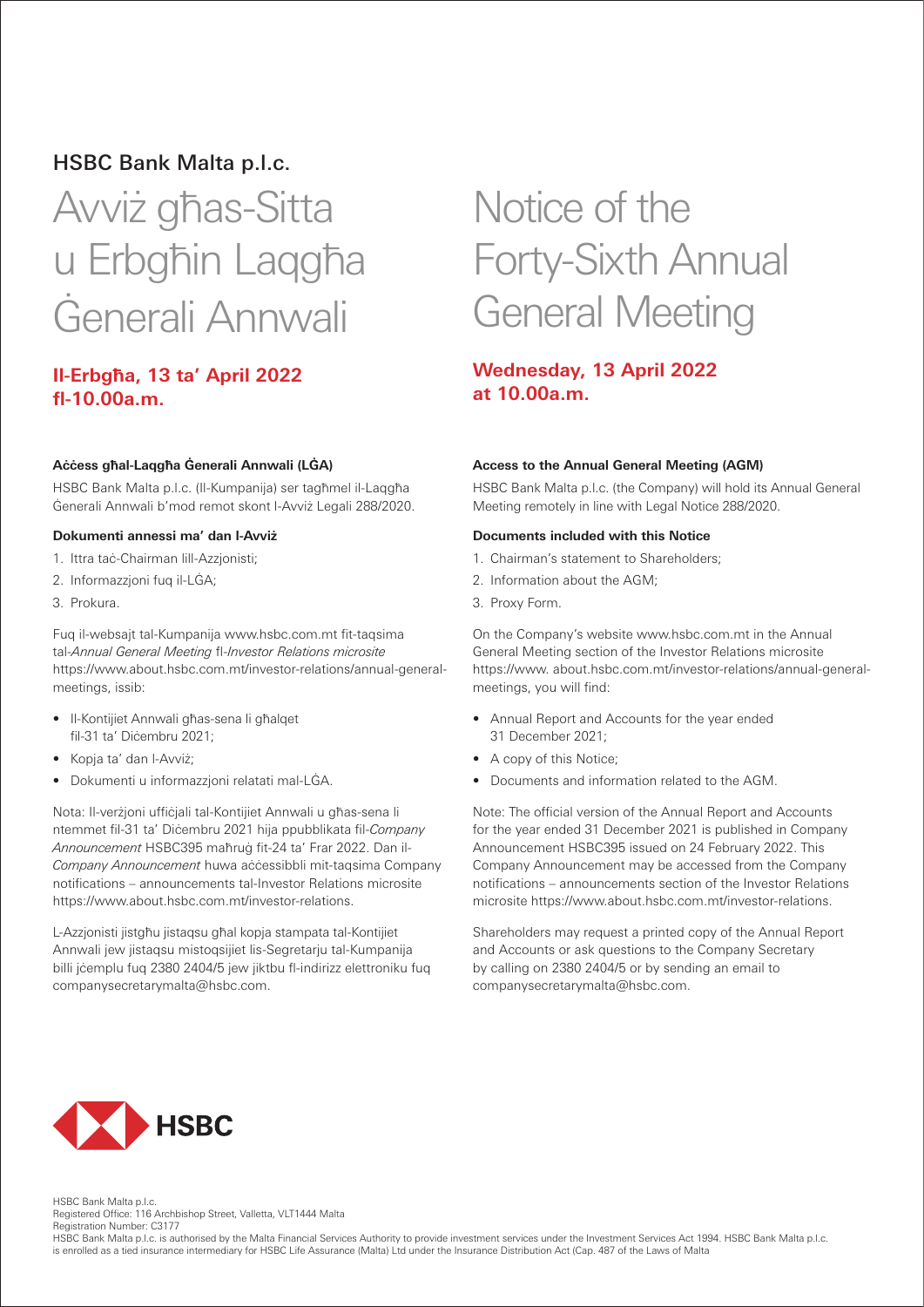HSBC Bank Malta p.l.c.

# Avviż għas-Sitta u Erbgħin Laqgħa Ġenerali Annwali

## Il-Erbgħa, 13 ta' April 2022 fl-10.00a.m.

**Aċċess għal-Laqgħa Ġenerali Annwali (LĠA)**

HSBC Bank Malta p.l.c. (Il-Kumpanija) ser tagħmel il-Laqgħa Ġenerali Annwali b'mod remot skont l-Avviż Legali 288/2020.

**Dokumenti annessi ma' dan l-Avviż**

1. Ittra taċ-Chairman lill-Azzjonisti;
2. Informazzjoni fuq il-LĠA;
3. Prokura.

Fuq il-websajt tal-Kumpanija www.hsbc.com.mt fit-taqsima tal-*Annual General Meeting* fl-*Investor Relations microsite* https://www.about.hsbc.com.mt/investor-relations/annual-general-meetings, issib:

- Il-Kontijiet Annwali għas-sena li għalqet fil-31 ta' Diċembru 2021;
- Kopja ta' dan l-Avviż;
- Dokumenti u informazzjoni relatati mal-LĠA.

Nota: Il-verżjoni uffiċjali tal-Kontijiet Annwali u għas-sena li ntemmet fil-31 ta' Diċembru 2021 hija ppubblikata fil-*Company Announcement* HSBC395 maħruġ fit-24 ta' Frar 2022. Dan il-*Company Announcement* huwa aċċessibbli mit-taqsima Company notifications – announcements tal-Investor Relations microsite https://www.about.hsbc.com.mt/investor-relations.

L-Azzjonisti jistgħu jistaqsu għal kopja stampata tal-Kontijiet Annwali jew jistaqsu mistoqsijiet lis-Segretarju tal-Kumpanija billi jċemplu fuq 2380 2404/5 jew jiktbu fl-indirizz elettroniku fuq companysecretarymalta@hsbc.com.

# Notice of the Forty-Sixth Annual General Meeting

## Wednesday, 13 April 2022 at 10.00a.m.

**Access to the Annual General Meeting (AGM)**

HSBC Bank Malta p.l.c. (the Company) will hold its Annual General Meeting remotely in line with Legal Notice 288/2020.

**Documents included with this Notice**

1. Chairman's statement to Shareholders;
2. Information about the AGM;
3. Proxy Form.

On the Company's website www.hsbc.com.mt in the Annual General Meeting section of the Investor Relations microsite https://www. about.hsbc.com.mt/investor-relations/annual-general-meetings, you will find:

- Annual Report and Accounts for the year ended 31 December 2021;
- A copy of this Notice;
- Documents and information related to the AGM.

Note: The official version of the Annual Report and Accounts for the year ended 31 December 2021 is published in Company Announcement HSBC395 issued on 24 February 2022. This Company Announcement may be accessed from the Company notifications – announcements section of the Investor Relations microsite https://www.about.hsbc.com.mt/investor-relations.

Shareholders may request a printed copy of the Annual Report and Accounts or ask questions to the Company Secretary by calling on 2380 2404/5 or by sending an email to companysecretarymalta@hsbc.com.

HSBC

HSBC Bank Malta p.l.c.
Registered Office: 116 Archbishop Street, Valletta, VLT1444 Malta
Registration Number: C3177
HSBC Bank Malta p.l.c. is authorised by the Malta Financial Services Authority to provide investment services under the Investment Services Act 1994. HSBC Bank Malta p.l.c. is enrolled as a tied insurance intermediary for HSBC Life Assurance (Malta) Ltd under the Insurance Distribution Act (Cap. 487 of the Laws of Malta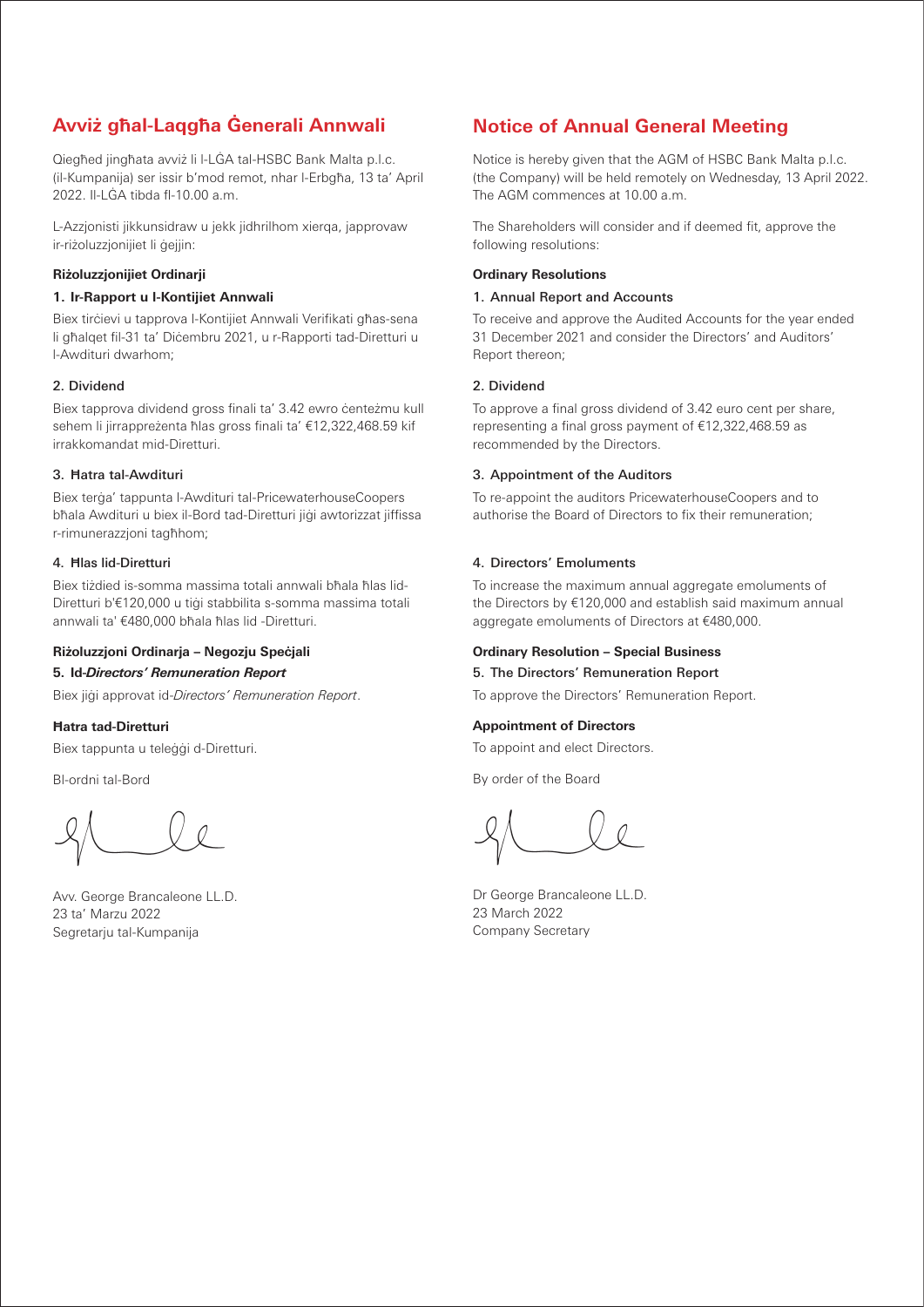## Avviż għal-Laqgħa Ġenerali Annwali

Qiegħed jingħata avviż li l-LĠA tal-HSBC Bank Malta p.l.c. (il-Kumpanija) ser issir b'mod remot, nhar l-Erbgħa, 13 ta' April 2022. Il-LĠA tibda fl-10.00 a.m.

L-Azzjonisti jikkunsidraw u jekk jidhrilhom xierqa, japprovaw ir-riżoluzzjonijiet li ġejjin:

**Riżoluzzjonijiet Ordinarji**

**1. Ir-Rapport u l-Kontijiet Annwali**

Biex tirċievi u tapprova l-Kontijiet Annwali Verifikati għas-sena li għalqet fil-31 ta' Diċembru 2021, u r-Rapporti tad-Diretturi u l-Awdituri dwarhom;

**2. Dividend**

Biex tapprova dividend gross finali ta' 3.42 ewro ċenteżmu kull sehem li jirrappreżenta ħlas gross finali ta' €12,322,468.59 kif irrakkomandat mid-Diretturi.

**3. Ħatra tal-Awdituri**

Biex terġa' tappunta l-Awdituri tal-PricewaterhouseCoopers bħala Awdituri u biex il-Bord tad-Diretturi jiġi awtorizzat jiffissa r-rimunerazzjoni tagħhom;

**4. Ħlas lid-Diretturi**

Biex tiżdied is-somma massima totali annwali bħala ħlas lid-Diretturi b'€120,000 u tiġi stabbilita s-somma massima totali annwali ta' €480,000 bħala ħlas lid -Diretturi.

**Riżoluzzjoni Ordinarja – Negozju Speċjali**

**5. Id-*Directors' Remuneration Report***

Biex jiġi approvat id-*Directors' Remuneration Report*.

**Ħatra tad-Diretturi**

Biex tappunta u teleġġi d-Diretturi.

Bl-ordni tal-Bord

Avv. George Brancaleone LL.D.
23 ta' Marzu 2022
Segretarju tal-Kumpanija

## Notice of Annual General Meeting

Notice is hereby given that the AGM of HSBC Bank Malta p.l.c. (the Company) will be held remotely on Wednesday, 13 April 2022. The AGM commences at 10.00 a.m.

The Shareholders will consider and if deemed fit, approve the following resolutions:

**Ordinary Resolutions**

**1. Annual Report and Accounts**

To receive and approve the Audited Accounts for the year ended 31 December 2021 and consider the Directors' and Auditors' Report thereon;

**2. Dividend**

To approve a final gross dividend of 3.42 euro cent per share, representing a final gross payment of €12,322,468.59 as recommended by the Directors.

**3. Appointment of the Auditors**

To re-appoint the auditors PricewaterhouseCoopers and to authorise the Board of Directors to fix their remuneration;

**4. Directors' Emoluments**

To increase the maximum annual aggregate emoluments of the Directors by €120,000 and establish said maximum annual aggregate emoluments of Directors at €480,000.

**Ordinary Resolution – Special Business**

**5. The Directors' Remuneration Report**

To approve the Directors' Remuneration Report.

**Appointment of Directors**

To appoint and elect Directors.

By order of the Board

Dr George Brancaleone LL.D.
23 March 2022
Company Secretary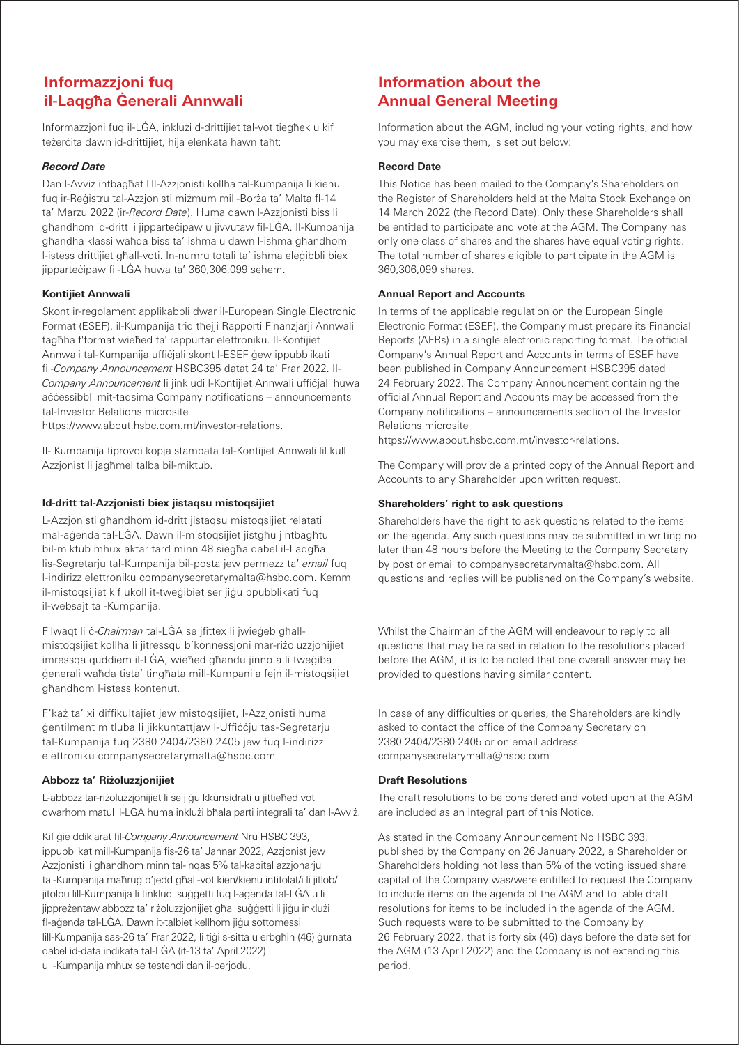## Informazzjoni fuq il-Laqgħa Ġenerali Annwali

Informazzjoni fuq il-LĠA, inklużi d-drittijiet tal-vot tiegħek u kif teżerċita dawn id-drittijiet, hija elenkata hawn taħt:

### *Record Date*

Dan l-Avviż intbagħat lill-Azzjonisti kollha tal-Kumpanija li kienu fuq ir-Reġistru tal-Azzjonisti miżmum mill-Borża ta' Malta fl-14 ta' Marzu 2022 (ir-*Record Date*). Huma dawn l-Azzjonisti biss li għandhom id-dritt li jipparteċipaw u jivvutaw fil-LĠA. Il-Kumpanija għandha klassi waħda biss ta' ishma u dawn l-ishma għandhom l-istess drittijiet għall-voti. In-numru totali ta' ishma eleġibbli biex jipparteċipaw fil-LĠA huwa ta' 360,306,099 sehem.

### Kontijiet Annwali

Skont ir-regolament applikabbli dwar il-European Single Electronic Format (ESEF), il-Kumpanija trid tħejji Rapporti Finanzjarji Annwali tagħha f'format wieħed ta' rappurtar elettroniku. Il-Kontijiet Annwali tal-Kumpanija uffiċjali skont l-ESEF ġew ippubblikati fil-*Company Announcement* HSBC395 datat 24 ta' Frar 2022. Il-*Company Announcement* li jinkludi l-Kontijiet Annwali uffiċjali huwa aċċessibbli mit-taqsima Company notifications – announcements tal-Investor Relations microsite https://www.about.hsbc.com.mt/investor-relations.

Il- Kumpanija tiprovdi kopja stampata tal-Kontijiet Annwali lil kull Azzjonist li jagħmel talba bil-miktub.

### Id-dritt tal-Azzjonisti biex jistaqsu mistoqsijiet

L-Azzjonisti għandhom id-dritt jistaqsu mistoqsijiet relatati mal-aġenda tal-LĠA. Dawn il-mistoqsijiet jistgħu jintbagħtu bil-miktub mhux aktar tard minn 48 siegħa qabel il-Laqgħa lis-Segretarju tal-Kumpanija bil-posta jew permezz ta' *email* fuq l-indirizz elettroniku companysecretarymalta@hsbc.com. Kemm il-mistoqsijiet kif ukoll it-tweġibiet ser jiġu ppubblikati fuq il-websajt tal-Kumpanija.

Filwaqt li ċ-*Chairman* tal-LĠA se jfittex li jwieġeb għall-mistoqsijiet kollha li jitressqu b'konnessjoni mar-riżoluzzjonijiet imressqa quddiem il-LĠA, wieħed għandu jinnota li tweġiba ġenerali waħda tista' tingħata mill-Kumpanija fejn il-mistoqsijiet għandhom l-istess kontenut.

F'każ ta' xi diffikultajiet jew mistoqsijiet, l-Azzjonisti huma ġentilment mitluba li jikkuntattjaw l-Uffiċċju tas-Segretarju tal-Kumpanija fuq 2380 2404/2380 2405 jew fuq l-indirizz elettroniku companysecretarymalta@hsbc.com

### Abbozz ta' Riżoluzzjonijiet

L-abbozz tar-riżoluzzjonijiet li se jiġu kkunsidrati u jittieħed vot dwarhom matul il-LĠA huma inklużi bħala parti integrali ta' dan l-Avviż.

Kif ġie ddikjarat fil-*Company Announcement* Nru HSBC 393, ippubblikat mill-Kumpanija fis-26 ta' Jannar 2022, Azzjonist jew Azzjonisti li għandhom minn tal-inqas 5% tal-kapital azzjonarju tal-Kumpanija maħruġ b'jedd għall-vot kien/kienu intitolat/i li jitlob/jitolbu lill-Kumpanija li tinkludi suġġetti fuq l-aġenda tal-LĠA u li jippreżentaw abbozz ta' riżoluzzjonijiet għal suġġetti li jiġu inklużi fl-aġenda tal-LĠA. Dawn it-talbiet kellhom jiġu sottomessi lill-Kumpanija sas-26 ta' Frar 2022, li tiġi s-sitta u erbgħin (46) ġurnata qabel id-data indikata tal-LĠA (it-13 ta' April 2022) u l-Kumpanija mhux se testendi dan il-perjodu.

## Information about the Annual General Meeting

Information about the AGM, including your voting rights, and how you may exercise them, is set out below:

### Record Date

This Notice has been mailed to the Company's Shareholders on the Register of Shareholders held at the Malta Stock Exchange on 14 March 2022 (the Record Date). Only these Shareholders shall be entitled to participate and vote at the AGM. The Company has only one class of shares and the shares have equal voting rights. The total number of shares eligible to participate in the AGM is 360,306,099 shares.

### Annual Report and Accounts

In terms of the applicable regulation on the European Single Electronic Format (ESEF), the Company must prepare its Financial Reports (AFRs) in a single electronic reporting format. The official Company's Annual Report and Accounts in terms of ESEF have been published in Company Announcement HSBC395 dated 24 February 2022. The Company Announcement containing the official Annual Report and Accounts may be accessed from the Company notifications – announcements section of the Investor Relations microsite https://www.about.hsbc.com.mt/investor-relations.

The Company will provide a printed copy of the Annual Report and Accounts to any Shareholder upon written request.

### Shareholders' right to ask questions

Shareholders have the right to ask questions related to the items on the agenda. Any such questions may be submitted in writing no later than 48 hours before the Meeting to the Company Secretary by post or email to companysecretarymalta@hsbc.com. All questions and replies will be published on the Company's website.

Whilst the Chairman of the AGM will endeavour to reply to all questions that may be raised in relation to the resolutions placed before the AGM, it is to be noted that one overall answer may be provided to questions having similar content.

In case of any difficulties or queries, the Shareholders are kindly asked to contact the office of the Company Secretary on 2380 2404/2380 2405 or on email address companysecretarymalta@hsbc.com

### Draft Resolutions

The draft resolutions to be considered and voted upon at the AGM are included as an integral part of this Notice.

As stated in the Company Announcement No HSBC 393, published by the Company on 26 January 2022, a Shareholder or Shareholders holding not less than 5% of the voting issued share capital of the Company was/were entitled to request the Company to include items on the agenda of the AGM and to table draft resolutions for items to be included in the agenda of the AGM. Such requests were to be submitted to the Company by 26 February 2022, that is forty six (46) days before the date set for the AGM (13 April 2022) and the Company is not extending this period.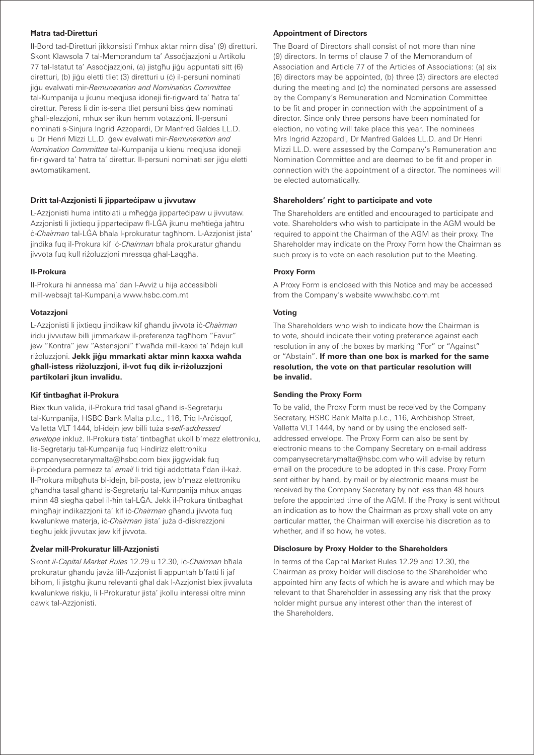### Ħatra tad-Diretturi

Il-Bord tad-Diretturi jikkonsisti f'mhux aktar minn disa' (9) diretturi. Skont Klawsola 7 tal-Memorandum ta' Assoċjazzjoni u Artikolu 77 tal-Istatut ta' Assoċjazzjoni, (a) jistgħu jiġu appuntati sitt (6) diretturi, (b) jiġu eletti tliet (3) diretturi u (ċ) il-persuni nominati jiġu evalwati mir-*Remuneration and Nomination Committee* tal-Kumpanija u jkunu meqjusa idoneji fir-rigward ta' ħatra ta' direttur. Peress li din is-sena tliet persuni biss ġew nominati għall-elezzjoni, mhux ser ikun hemm votazzjoni. Il-persuni nominati s-Sinjura Ingrid Azzopardi, Dr Manfred Galdes LL.D. u Dr Henri Mizzi LL.D. ġew evalwati mir-*Remuneration and Nomination Committee* tal-Kumpanija u kienu meqjusa idoneji fir-rigward ta' ħatra ta' direttur. Il-persuni nominati ser jiġu eletti awtomatikament.

### Dritt tal-Azzjonisti li jipparteċipaw u jivvutaw

L-Azzjonisti huma intitolati u mħeġġa jipparteċipaw u jivvutaw. Azzjonisti li jixtiequ jipparteċipaw fl-LĠA jkunu meħtieġa jaħtru ċ-*Chairman* tal-LĠA bħala l-prokuratur tagħhom. L-Azzjonist jista' jindika fuq il-Prokura kif iċ-*Chairman* bħala prokuratur għandu jivvota fuq kull riżoluzzjoni mressqa għal-Laqgħa.

### Il-Prokura

Il-Prokura hi annessa ma' dan l-Avviż u hija aċċessibbli mill-websajt tal-Kumpanija www.hsbc.com.mt

### Votazzjoni

L-Azzjonisti li jixtiequ jindikaw kif għandu jivvota iċ-*Chairman* iridu jivvutaw billi jimmarkaw il-preferenza tagħhom "Favur" jew "Kontra" jew "Astensjoni" f'waħda mill-kaxxi ta' ħdejn kull riżoluzzjoni. **Jekk jiġu mmarkati aktar minn kaxxa waħda għall-istess riżoluzzjoni, il-vot fuq dik ir-riżoluzzjoni partikolari jkun invalidu.**

### Kif tintbagħat il-Prokura

Biex tkun valida, il-Prokura trid tasal għand is-Segretarju tal-Kumpanija, HSBC Bank Malta p.l.c., 116, Triq l-Arċisqof, Valletta VLT 1444, bl-idejn jew billi tuża s-*self-addressed envelope* inkluż. Il-Prokura tista' tintbagħat ukoll b'mezz elettroniku, lis-Segretarju tal-Kumpanija fuq l-indirizz elettroniku companysecretarymalta@hsbc.com biex jiggwidak fuq il-proċedura permezz ta' *email* li trid tiġi addottata f'dan il-każ. Il-Prokura mibgħuta bl-idejn, bil-posta, jew b'mezz elettroniku għandha tasal għand is-Segretarju tal-Kumpanija mhux anqas minn 48 siegħa qabel il-ħin tal-LĠA. Jekk il-Prokura tintbagħat mingħajr indikazzjoni ta' kif iċ-*Chairman* għandu jivvota fuq kwalunkwe materja, iċ-*Chairman* jista' juża d-diskrezzjoni tiegħu jekk jivvutax jew kif jivvota.

### Żvelar mill-Prokuratur lill-Azzjonisti

Skont *il-Capital Market Rules* 12.29 u 12.30, iċ-*Chairman* bħala prokuratur għandu javża lill-Azzjonist li appuntah b'fatti li jaf bihom, li jistgħu jkunu relevanti għal dak l-Azzjonist biex jivvaluta kwalunkwe riskju, li l-Prokuratur jista' jkollu interessi oltre minn dawk tal-Azzjonisti.

### Appointment of Directors

The Board of Directors shall consist of not more than nine (9) directors. In terms of clause 7 of the Memorandum of Association and Article 77 of the Articles of Associations: (a) six (6) directors may be appointed, (b) three (3) directors are elected during the meeting and (c) the nominated persons are assessed by the Company's Remuneration and Nomination Committee to be fit and proper in connection with the appointment of a director. Since only three persons have been nominated for election, no voting will take place this year. The nominees Mrs Ingrid Azzopardi, Dr Manfred Galdes LL.D. and Dr Henri Mizzi LL.D. were assessed by the Company's Remuneration and Nomination Committee and are deemed to be fit and proper in connection with the appointment of a director. The nominees will be elected automatically.

### Shareholders' right to participate and vote

The Shareholders are entitled and encouraged to participate and vote. Shareholders who wish to participate in the AGM would be required to appoint the Chairman of the AGM as their proxy. The Shareholder may indicate on the Proxy Form how the Chairman as such proxy is to vote on each resolution put to the Meeting.

### Proxy Form

A Proxy Form is enclosed with this Notice and may be accessed from the Company's website www.hsbc.com.mt

### Voting

The Shareholders who wish to indicate how the Chairman is to vote, should indicate their voting preference against each resolution in any of the boxes by marking "For" or "Against" or "Abstain". **If more than one box is marked for the same resolution, the vote on that particular resolution will be invalid.**

### Sending the Proxy Form

To be valid, the Proxy Form must be received by the Company Secretary, HSBC Bank Malta p.l.c., 116, Archbishop Street, Valletta VLT 1444, by hand or by using the enclosed self-addressed envelope. The Proxy Form can also be sent by electronic means to the Company Secretary on e-mail address companysecretarymalta@hsbc.com who will advise by return email on the procedure to be adopted in this case. Proxy Form sent either by hand, by mail or by electronic means must be received by the Company Secretary by not less than 48 hours before the appointed time of the AGM. If the Proxy is sent without an indication as to how the Chairman as proxy shall vote on any particular matter, the Chairman will exercise his discretion as to whether, and if so how, he votes.

### Disclosure by Proxy Holder to the Shareholders

In terms of the Capital Market Rules 12.29 and 12.30, the Chairman as proxy holder will disclose to the Shareholder who appointed him any facts of which he is aware and which may be relevant to that Shareholder in assessing any risk that the proxy holder might pursue any interest other than the interest of the Shareholders.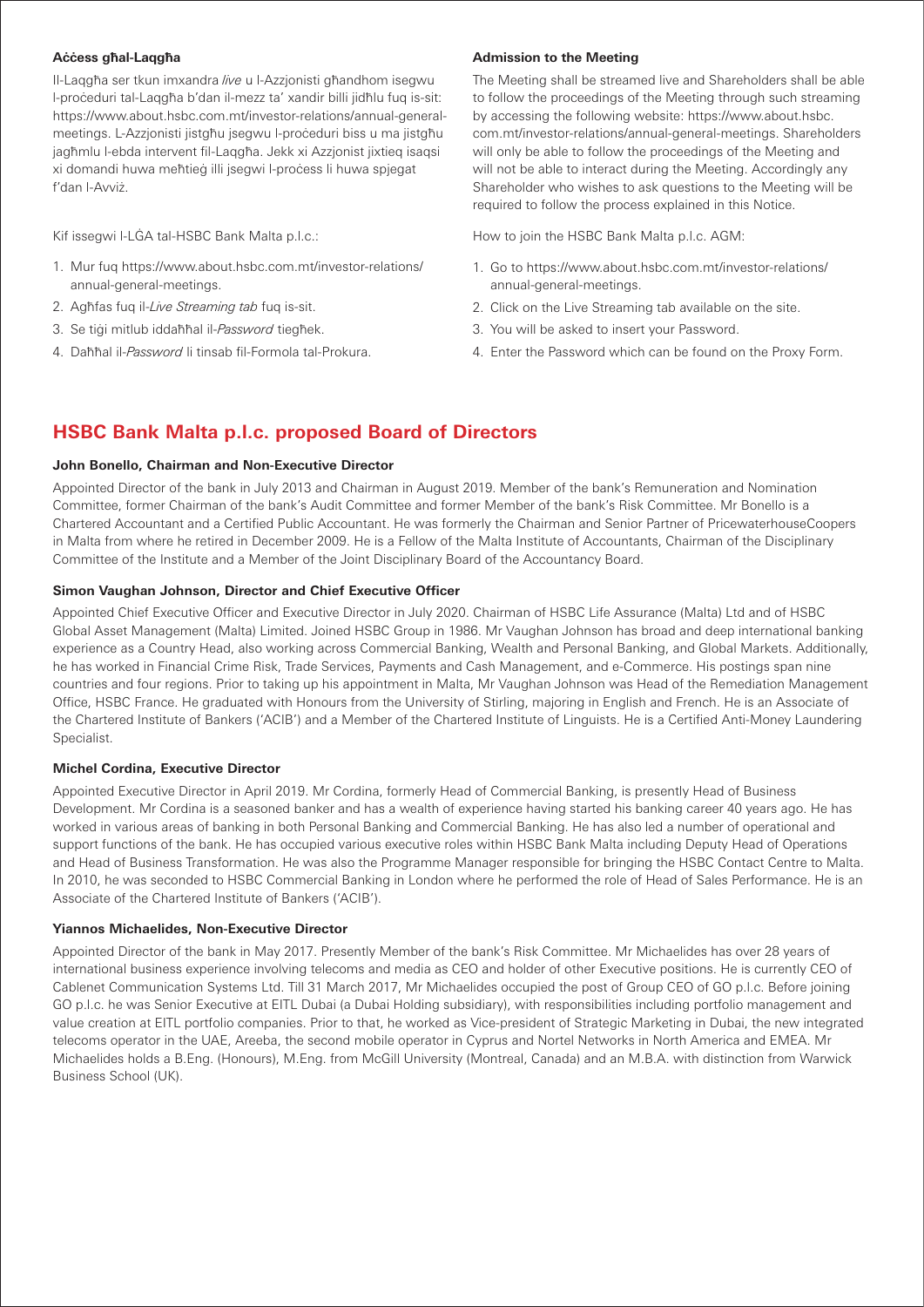**Aċċess għal-Laqgħa**

Il-Laqgħa ser tkun imxandra *live* u l-Azzjonisti għandhom isegwu l-proċeduri tal-Laqgħa b'dan il-mezz ta' xandir billi jidħlu fuq is-sit: https://www.about.hsbc.com.mt/investor-relations/annual-general-meetings. L-Azzjonisti jistgħu jsegwu l-proċeduri biss u ma jistgħu jagħmlu l-ebda intervent fil-Laqgħa. Jekk xi Azzjonist jixtieq isaqsi xi domandi huwa meħtieġ illi jsegwi l-proċess li huwa spjegat f'dan l-Avviż.

Kif issegwi l-LĠA tal-HSBC Bank Malta p.l.c.:

1. Mur fuq https://www.about.hsbc.com.mt/investor-relations/annual-general-meetings.
2. Agħfas fuq il-*Live Streaming tab* fuq is-sit.
3. Se tiġi mitlub iddaħħal il-*Password* tiegħek.
4. Daħħal il-*Password* li tinsab fil-Formola tal-Prokura.

**Admission to the Meeting**

The Meeting shall be streamed live and Shareholders shall be able to follow the proceedings of the Meeting through such streaming by accessing the following website: https://www.about.hsbc.com.mt/investor-relations/annual-general-meetings. Shareholders will only be able to follow the proceedings of the Meeting and will not be able to interact during the Meeting. Accordingly any Shareholder who wishes to ask questions to the Meeting will be required to follow the process explained in this Notice.

How to join the HSBC Bank Malta p.l.c. AGM:

1. Go to https://www.about.hsbc.com.mt/investor-relations/annual-general-meetings.
2. Click on the Live Streaming tab available on the site.
3. You will be asked to insert your Password.
4. Enter the Password which can be found on the Proxy Form.

## HSBC Bank Malta p.l.c. proposed Board of Directors

### John Bonello, Chairman and Non-Executive Director

Appointed Director of the bank in July 2013 and Chairman in August 2019. Member of the bank's Remuneration and Nomination Committee, former Chairman of the bank's Audit Committee and former Member of the bank's Risk Committee. Mr Bonello is a Chartered Accountant and a Certified Public Accountant. He was formerly the Chairman and Senior Partner of PricewaterhouseCoopers in Malta from where he retired in December 2009. He is a Fellow of the Malta Institute of Accountants, Chairman of the Disciplinary Committee of the Institute and a Member of the Joint Disciplinary Board of the Accountancy Board.

### Simon Vaughan Johnson, Director and Chief Executive Officer

Appointed Chief Executive Officer and Executive Director in July 2020. Chairman of HSBC Life Assurance (Malta) Ltd and of HSBC Global Asset Management (Malta) Limited. Joined HSBC Group in 1986. Mr Vaughan Johnson has broad and deep international banking experience as a Country Head, also working across Commercial Banking, Wealth and Personal Banking, and Global Markets. Additionally, he has worked in Financial Crime Risk, Trade Services, Payments and Cash Management, and e-Commerce. His postings span nine countries and four regions. Prior to taking up his appointment in Malta, Mr Vaughan Johnson was Head of the Remediation Management Office, HSBC France. He graduated with Honours from the University of Stirling, majoring in English and French. He is an Associate of the Chartered Institute of Bankers ('ACIB') and a Member of the Chartered Institute of Linguists. He is a Certified Anti-Money Laundering Specialist.

### Michel Cordina, Executive Director

Appointed Executive Director in April 2019. Mr Cordina, formerly Head of Commercial Banking, is presently Head of Business Development. Mr Cordina is a seasoned banker and has a wealth of experience having started his banking career 40 years ago. He has worked in various areas of banking in both Personal Banking and Commercial Banking. He has also led a number of operational and support functions of the bank. He has occupied various executive roles within HSBC Bank Malta including Deputy Head of Operations and Head of Business Transformation. He was also the Programme Manager responsible for bringing the HSBC Contact Centre to Malta. In 2010, he was seconded to HSBC Commercial Banking in London where he performed the role of Head of Sales Performance. He is an Associate of the Chartered Institute of Bankers ('ACIB').

### Yiannos Michaelides, Non-Executive Director

Appointed Director of the bank in May 2017. Presently Member of the bank's Risk Committee. Mr Michaelides has over 28 years of international business experience involving telecoms and media as CEO and holder of other Executive positions. He is currently CEO of Cablenet Communication Systems Ltd. Till 31 March 2017, Mr Michaelides occupied the post of Group CEO of GO p.l.c. Before joining GO p.l.c. he was Senior Executive at EITL Dubai (a Dubai Holding subsidiary), with responsibilities including portfolio management and value creation at EITL portfolio companies. Prior to that, he worked as Vice-president of Strategic Marketing in Dubai, the new integrated telecoms operator in the UAE, Areeba, the second mobile operator in Cyprus and Nortel Networks in North America and EMEA. Mr Michaelides holds a B.Eng. (Honours), M.Eng. from McGill University (Montreal, Canada) and an M.B.A. with distinction from Warwick Business School (UK).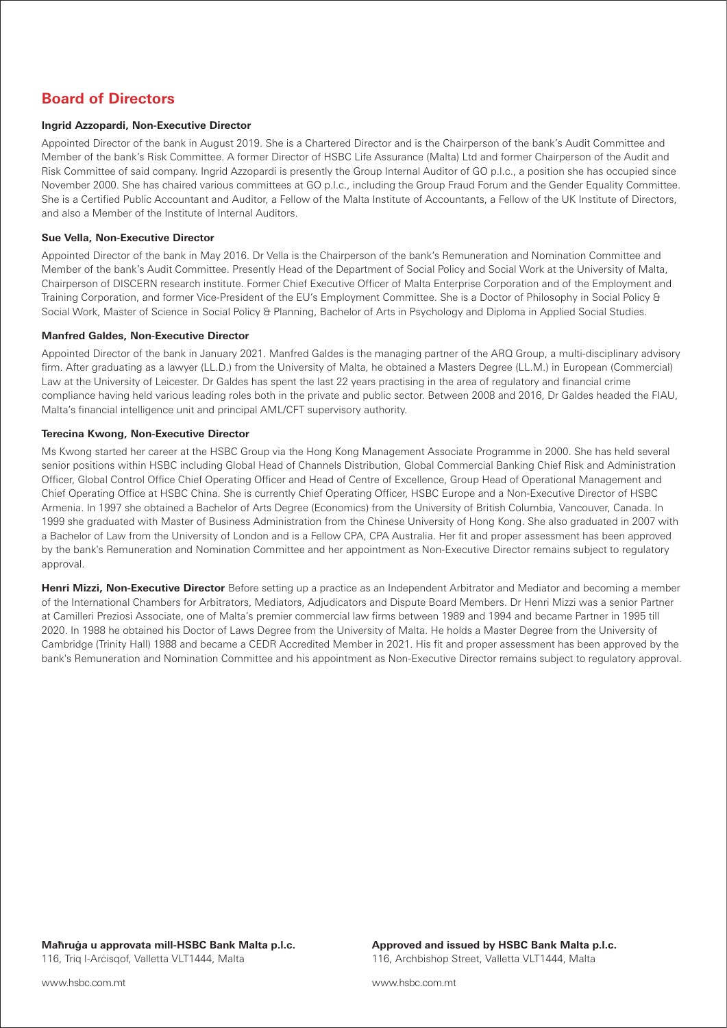## Board of Directors

**Ingrid Azzopardi, Non-Executive Director**

Appointed Director of the bank in August 2019. She is a Chartered Director and is the Chairperson of the bank's Audit Committee and Member of the bank's Risk Committee. A former Director of HSBC Life Assurance (Malta) Ltd and former Chairperson of the Audit and Risk Committee of said company. Ingrid Azzopardi is presently the Group Internal Auditor of GO p.l.c., a position she has occupied since November 2000. She has chaired various committees at GO p.l.c., including the Group Fraud Forum and the Gender Equality Committee. She is a Certified Public Accountant and Auditor, a Fellow of the Malta Institute of Accountants, a Fellow of the UK Institute of Directors, and also a Member of the Institute of Internal Auditors.

**Sue Vella, Non-Executive Director**

Appointed Director of the bank in May 2016. Dr Vella is the Chairperson of the bank's Remuneration and Nomination Committee and Member of the bank's Audit Committee. Presently Head of the Department of Social Policy and Social Work at the University of Malta, Chairperson of DISCERN research institute. Former Chief Executive Officer of Malta Enterprise Corporation and of the Employment and Training Corporation, and former Vice-President of the EU's Employment Committee. She is a Doctor of Philosophy in Social Policy & Social Work, Master of Science in Social Policy & Planning, Bachelor of Arts in Psychology and Diploma in Applied Social Studies.

**Manfred Galdes, Non-Executive Director**

Appointed Director of the bank in January 2021. Manfred Galdes is the managing partner of the ARQ Group, a multi-disciplinary advisory firm. After graduating as a lawyer (LL.D.) from the University of Malta, he obtained a Masters Degree (LL.M.) in European (Commercial) Law at the University of Leicester. Dr Galdes has spent the last 22 years practising in the area of regulatory and financial crime compliance having held various leading roles both in the private and public sector. Between 2008 and 2016, Dr Galdes headed the FIAU, Malta's financial intelligence unit and principal AML/CFT supervisory authority.

**Terecina Kwong, Non-Executive Director**

Ms Kwong started her career at the HSBC Group via the Hong Kong Management Associate Programme in 2000. She has held several senior positions within HSBC including Global Head of Channels Distribution, Global Commercial Banking Chief Risk and Administration Officer, Global Control Office Chief Operating Officer and Head of Centre of Excellence, Group Head of Operational Management and Chief Operating Office at HSBC China. She is currently Chief Operating Officer, HSBC Europe and a Non-Executive Director of HSBC Armenia. In 1997 she obtained a Bachelor of Arts Degree (Economics) from the University of British Columbia, Vancouver, Canada. In 1999 she graduated with Master of Business Administration from the Chinese University of Hong Kong. She also graduated in 2007 with a Bachelor of Law from the University of London and is a Fellow CPA, CPA Australia. Her fit and proper assessment has been approved by the bank's Remuneration and Nomination Committee and her appointment as Non-Executive Director remains subject to regulatory approval.

**Henri Mizzi, Non-Executive Director** Before setting up a practice as an Independent Arbitrator and Mediator and becoming a member of the International Chambers for Arbitrators, Mediators, Adjudicators and Dispute Board Members. Dr Henri Mizzi was a senior Partner at Camilleri Preziosi Associate, one of Malta's premier commercial law firms between 1989 and 1994 and became Partner in 1995 till 2020. In 1988 he obtained his Doctor of Laws Degree from the University of Malta. He holds a Master Degree from the University of Cambridge (Trinity Hall) 1988 and became a CEDR Accredited Member in 2021. His fit and proper assessment has been approved by the bank's Remuneration and Nomination Committee and his appointment as Non-Executive Director remains subject to regulatory approval.

**Maħruġa u approvata mill-HSBC Bank Malta p.l.c.**
116, Triq l-Arċisqof, Valletta VLT1444, Malta

www.hsbc.com.mt

**Approved and issued by HSBC Bank Malta p.l.c.**
116, Archbishop Street, Valletta VLT1444, Malta

www.hsbc.com.mt